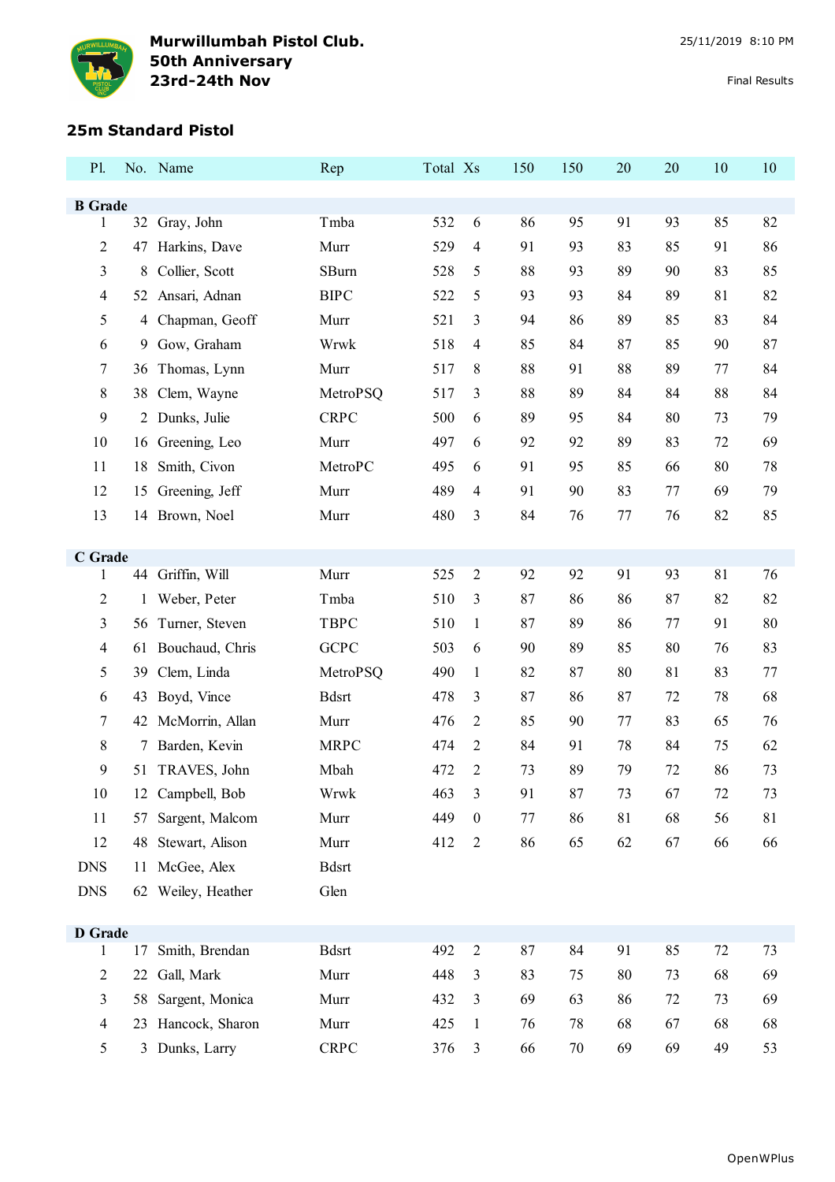# Murwillumbah Pistol Club.
# 50th Anniversary
# 23rd-24th Nov

25/11/2019 8:10 PM

Final Results

## 25m Standard Pistol

| Pl. | No. | Name | Rep | Total | Xs | 150 | 150 | 20 | 20 | 10 | 10 |
|---|---|---|---|---|---|---|---|---|---|---|---|
| **B Grade** | | | | | | | | | | | |
| 1 | 32 | Gray, John | Tmba | 532 | 6 | 86 | 95 | 91 | 93 | 85 | 82 |
| 2 | 47 | Harkins, Dave | Murr | 529 | 4 | 91 | 93 | 83 | 85 | 91 | 86 |
| 3 | 8 | Collier, Scott | SBurn | 528 | 5 | 88 | 93 | 89 | 90 | 83 | 85 |
| 4 | 52 | Ansari, Adnan | BIPC | 522 | 5 | 93 | 93 | 84 | 89 | 81 | 82 |
| 5 | 4 | Chapman, Geoff | Murr | 521 | 3 | 94 | 86 | 89 | 85 | 83 | 84 |
| 6 | 9 | Gow, Graham | Wrwk | 518 | 4 | 85 | 84 | 87 | 85 | 90 | 87 |
| 7 | 36 | Thomas, Lynn | Murr | 517 | 8 | 88 | 91 | 88 | 89 | 77 | 84 |
| 8 | 38 | Clem, Wayne | MetroPSQ | 517 | 3 | 88 | 89 | 84 | 84 | 88 | 84 |
| 9 | 2 | Dunks, Julie | CRPC | 500 | 6 | 89 | 95 | 84 | 80 | 73 | 79 |
| 10 | 16 | Greening, Leo | Murr | 497 | 6 | 92 | 92 | 89 | 83 | 72 | 69 |
| 11 | 18 | Smith, Civon | MetroPC | 495 | 6 | 91 | 95 | 85 | 66 | 80 | 78 |
| 12 | 15 | Greening, Jeff | Murr | 489 | 4 | 91 | 90 | 83 | 77 | 69 | 79 |
| 13 | 14 | Brown, Noel | Murr | 480 | 3 | 84 | 76 | 77 | 76 | 82 | 85 |
| **C Grade** | | | | | | | | | | | |
| 1 | 44 | Griffin, Will | Murr | 525 | 2 | 92 | 92 | 91 | 93 | 81 | 76 |
| 2 | 1 | Weber, Peter | Tmba | 510 | 3 | 87 | 86 | 86 | 87 | 82 | 82 |
| 3 | 56 | Turner, Steven | TBPC | 510 | 1 | 87 | 89 | 86 | 77 | 91 | 80 |
| 4 | 61 | Bouchaud, Chris | GCPC | 503 | 6 | 90 | 89 | 85 | 80 | 76 | 83 |
| 5 | 39 | Clem, Linda | MetroPSQ | 490 | 1 | 82 | 87 | 80 | 81 | 83 | 77 |
| 6 | 43 | Boyd, Vince | Bdsrt | 478 | 3 | 87 | 86 | 87 | 72 | 78 | 68 |
| 7 | 42 | McMorrin, Allan | Murr | 476 | 2 | 85 | 90 | 77 | 83 | 65 | 76 |
| 8 | 7 | Barden, Kevin | MRPC | 474 | 2 | 84 | 91 | 78 | 84 | 75 | 62 |
| 9 | 51 | TRAVES, John | Mbah | 472 | 2 | 73 | 89 | 79 | 72 | 86 | 73 |
| 10 | 12 | Campbell, Bob | Wrwk | 463 | 3 | 91 | 87 | 73 | 67 | 72 | 73 |
| 11 | 57 | Sargent, Malcom | Murr | 449 | 0 | 77 | 86 | 81 | 68 | 56 | 81 |
| 12 | 48 | Stewart, Alison | Murr | 412 | 2 | 86 | 65 | 62 | 67 | 66 | 66 |
| DNS | 11 | McGee, Alex | Bdsrt | | | | | | | | |
| DNS | 62 | Weiley, Heather | Glen | | | | | | | | |
| **D Grade** | | | | | | | | | | | |
| 1 | 17 | Smith, Brendan | Bdsrt | 492 | 2 | 87 | 84 | 91 | 85 | 72 | 73 |
| 2 | 22 | Gall, Mark | Murr | 448 | 3 | 83 | 75 | 80 | 73 | 68 | 69 |
| 3 | 58 | Sargent, Monica | Murr | 432 | 3 | 69 | 63 | 86 | 72 | 73 | 69 |
| 4 | 23 | Hancock, Sharon | Murr | 425 | 1 | 76 | 78 | 68 | 67 | 68 | 68 |
| 5 | 3 | Dunks, Larry | CRPC | 376 | 3 | 66 | 70 | 69 | 69 | 49 | 53 |

OpenWPlus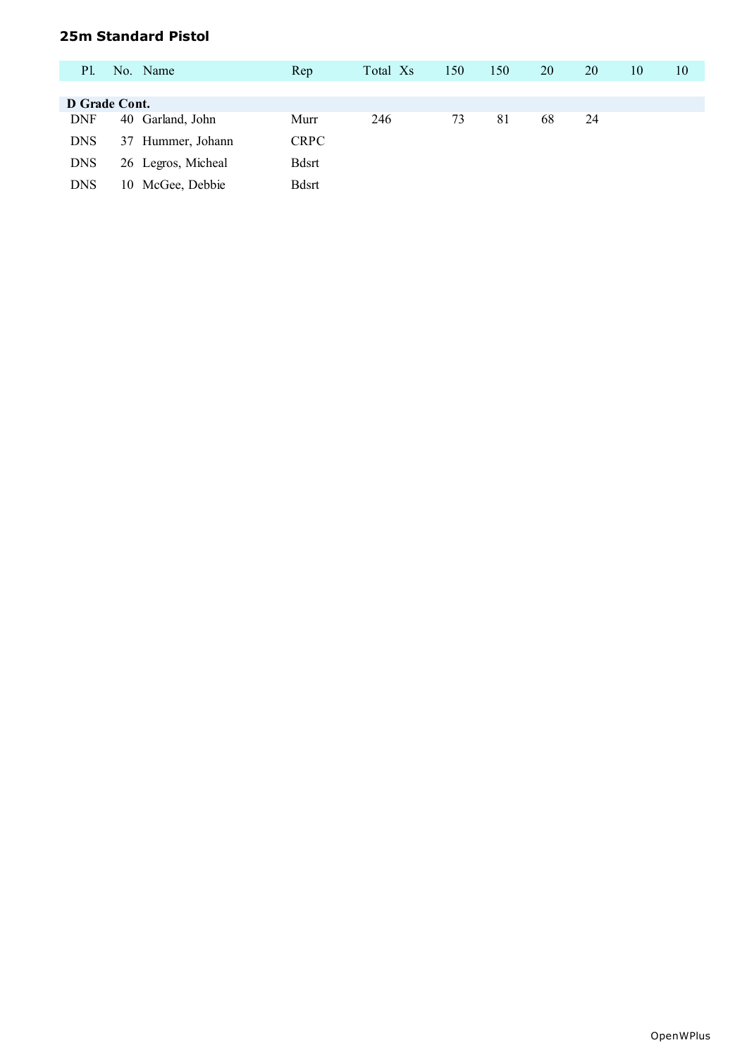## 25m Standard Pistol

| Pl. | No. | Name | Rep | Total | Xs | 150 | 150 | 20 | 20 | 10 | 10 |
|---|---|---|---|---|---|---|---|---|---|---|---|
| **D Grade Cont.** | | | | | | | | | | | |
| DNF | 40 | Garland, John | Murr | 246 | | 73 | 81 | 68 | 24 | | |
| DNS | 37 | Hummer, Johann | CRPC | | | | | | | | |
| DNS | 26 | Legros, Micheal | Bdsrt | | | | | | | | |
| DNS | 10 | McGee, Debbie | Bdsrt | | | | | | | | |

OpenWPlus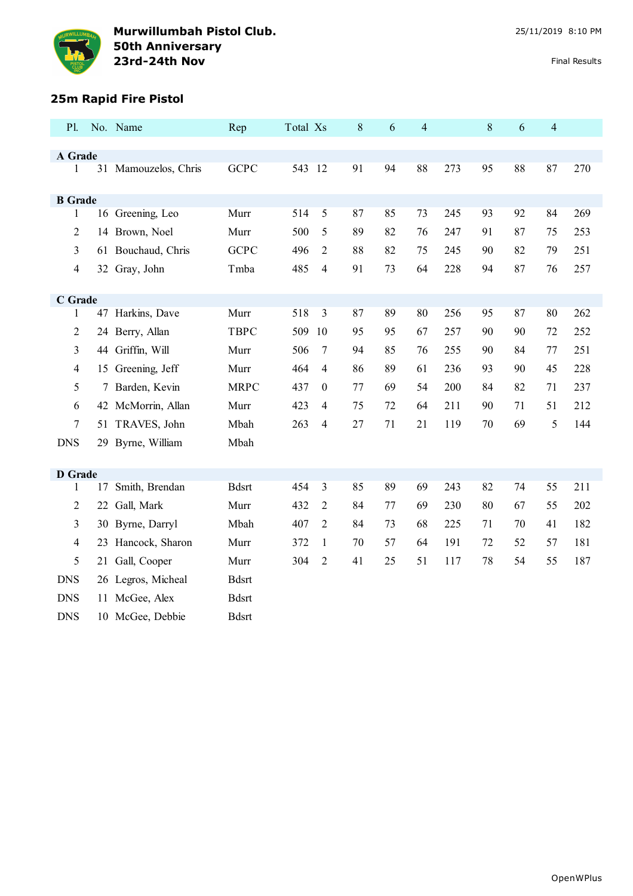**Murwillumbah Pistol Club.**
**50th Anniversary**
**23rd-24th Nov**

25/11/2019 8:10 PM

Final Results

## 25m Rapid Fire Pistol

| Pl. | No. | Name | Rep | Total | Xs | 8 | 6 | 4 | | 8 | 6 | 4 | |
|---|---|---|---|---|---|---|---|---|---|---|---|---|---|
| **A Grade** | | | | | | | | | | | | | |
| 1 | 31 | Mamouzelos, Chris | GCPC | 543 | 12 | 91 | 94 | 88 | 273 | 95 | 88 | 87 | 270 |
| **B Grade** | | | | | | | | | | | | | |
| 1 | 16 | Greening, Leo | Murr | 514 | 5 | 87 | 85 | 73 | 245 | 93 | 92 | 84 | 269 |
| 2 | 14 | Brown, Noel | Murr | 500 | 5 | 89 | 82 | 76 | 247 | 91 | 87 | 75 | 253 |
| 3 | 61 | Bouchaud, Chris | GCPC | 496 | 2 | 88 | 82 | 75 | 245 | 90 | 82 | 79 | 251 |
| 4 | 32 | Gray, John | Tmba | 485 | 4 | 91 | 73 | 64 | 228 | 94 | 87 | 76 | 257 |
| **C Grade** | | | | | | | | | | | | | |
| 1 | 47 | Harkins, Dave | Murr | 518 | 3 | 87 | 89 | 80 | 256 | 95 | 87 | 80 | 262 |
| 2 | 24 | Berry, Allan | TBPC | 509 | 10 | 95 | 95 | 67 | 257 | 90 | 90 | 72 | 252 |
| 3 | 44 | Griffin, Will | Murr | 506 | 7 | 94 | 85 | 76 | 255 | 90 | 84 | 77 | 251 |
| 4 | 15 | Greening, Jeff | Murr | 464 | 4 | 86 | 89 | 61 | 236 | 93 | 90 | 45 | 228 |
| 5 | 7 | Barden, Kevin | MRPC | 437 | 0 | 77 | 69 | 54 | 200 | 84 | 82 | 71 | 237 |
| 6 | 42 | McMorrin, Allan | Murr | 423 | 4 | 75 | 72 | 64 | 211 | 90 | 71 | 51 | 212 |
| 7 | 51 | TRAVES, John | Mbah | 263 | 4 | 27 | 71 | 21 | 119 | 70 | 69 | 5 | 144 |
| DNS | 29 | Byrne, William | Mbah | | | | | | | | | | |
| **D Grade** | | | | | | | | | | | | | |
| 1 | 17 | Smith, Brendan | Bdsrt | 454 | 3 | 85 | 89 | 69 | 243 | 82 | 74 | 55 | 211 |
| 2 | 22 | Gall, Mark | Murr | 432 | 2 | 84 | 77 | 69 | 230 | 80 | 67 | 55 | 202 |
| 3 | 30 | Byrne, Darryl | Mbah | 407 | 2 | 84 | 73 | 68 | 225 | 71 | 70 | 41 | 182 |
| 4 | 23 | Hancock, Sharon | Murr | 372 | 1 | 70 | 57 | 64 | 191 | 72 | 52 | 57 | 181 |
| 5 | 21 | Gall, Cooper | Murr | 304 | 2 | 41 | 25 | 51 | 117 | 78 | 54 | 55 | 187 |
| DNS | 26 | Legros, Micheal | Bdsrt | | | | | | | | | | |
| DNS | 11 | McGee, Alex | Bdsrt | | | | | | | | | | |
| DNS | 10 | McGee, Debbie | Bdsrt | | | | | | | | | | |

OpenWPlus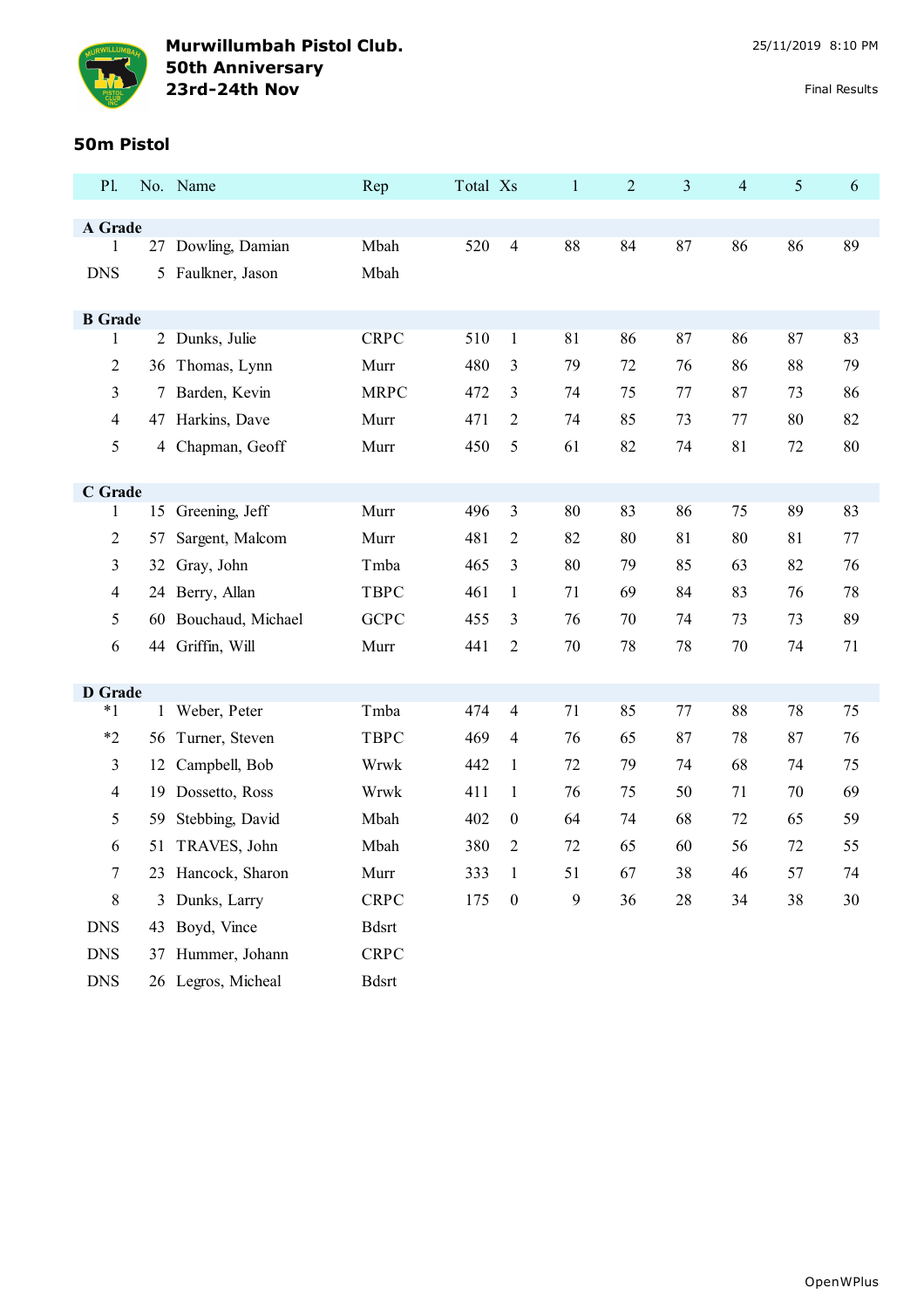**Murwillumbah Pistol Club.**
**50th Anniversary**
**23rd-24th Nov**

25/11/2019 8:10 PM

Final Results

## 50m Pistol

| Pl. | No. | Name | Rep | Total | Xs | 1 | 2 | 3 | 4 | 5 | 6 |
|---|---|---|---|---|---|---|---|---|---|---|---|
| **A Grade** | | | | | | | | | | | |
| 1 | 27 | Dowling, Damian | Mbah | 520 | 4 | 88 | 84 | 87 | 86 | 86 | 89 |
| DNS | 5 | Faulkner, Jason | Mbah | | | | | | | | |
| **B Grade** | | | | | | | | | | | |
| 1 | 2 | Dunks, Julie | CRPC | 510 | 1 | 81 | 86 | 87 | 86 | 87 | 83 |
| 2 | 36 | Thomas, Lynn | Murr | 480 | 3 | 79 | 72 | 76 | 86 | 88 | 79 |
| 3 | 7 | Barden, Kevin | MRPC | 472 | 3 | 74 | 75 | 77 | 87 | 73 | 86 |
| 4 | 47 | Harkins, Dave | Murr | 471 | 2 | 74 | 85 | 73 | 77 | 80 | 82 |
| 5 | 4 | Chapman, Geoff | Murr | 450 | 5 | 61 | 82 | 74 | 81 | 72 | 80 |
| **C Grade** | | | | | | | | | | | |
| 1 | 15 | Greening, Jeff | Murr | 496 | 3 | 80 | 83 | 86 | 75 | 89 | 83 |
| 2 | 57 | Sargent, Malcom | Murr | 481 | 2 | 82 | 80 | 81 | 80 | 81 | 77 |
| 3 | 32 | Gray, John | Tmba | 465 | 3 | 80 | 79 | 85 | 63 | 82 | 76 |
| 4 | 24 | Berry, Allan | TBPC | 461 | 1 | 71 | 69 | 84 | 83 | 76 | 78 |
| 5 | 60 | Bouchaud, Michael | GCPC | 455 | 3 | 76 | 70 | 74 | 73 | 73 | 89 |
| 6 | 44 | Griffin, Will | Murr | 441 | 2 | 70 | 78 | 78 | 70 | 74 | 71 |
| **D Grade** | | | | | | | | | | | |
| *1 | 1 | Weber, Peter | Tmba | 474 | 4 | 71 | 85 | 77 | 88 | 78 | 75 |
| *2 | 56 | Turner, Steven | TBPC | 469 | 4 | 76 | 65 | 87 | 78 | 87 | 76 |
| 3 | 12 | Campbell, Bob | Wrwk | 442 | 1 | 72 | 79 | 74 | 68 | 74 | 75 |
| 4 | 19 | Dossetto, Ross | Wrwk | 411 | 1 | 76 | 75 | 50 | 71 | 70 | 69 |
| 5 | 59 | Stebbing, David | Mbah | 402 | 0 | 64 | 74 | 68 | 72 | 65 | 59 |
| 6 | 51 | TRAVES, John | Mbah | 380 | 2 | 72 | 65 | 60 | 56 | 72 | 55 |
| 7 | 23 | Hancock, Sharon | Murr | 333 | 1 | 51 | 67 | 38 | 46 | 57 | 74 |
| 8 | 3 | Dunks, Larry | CRPC | 175 | 0 | 9 | 36 | 28 | 34 | 38 | 30 |
| DNS | 43 | Boyd, Vince | Bdsrt | | | | | | | | |
| DNS | 37 | Hummer, Johann | CRPC | | | | | | | | |
| DNS | 26 | Legros, Micheal | Bdsrt | | | | | | | | |

OpenWPlus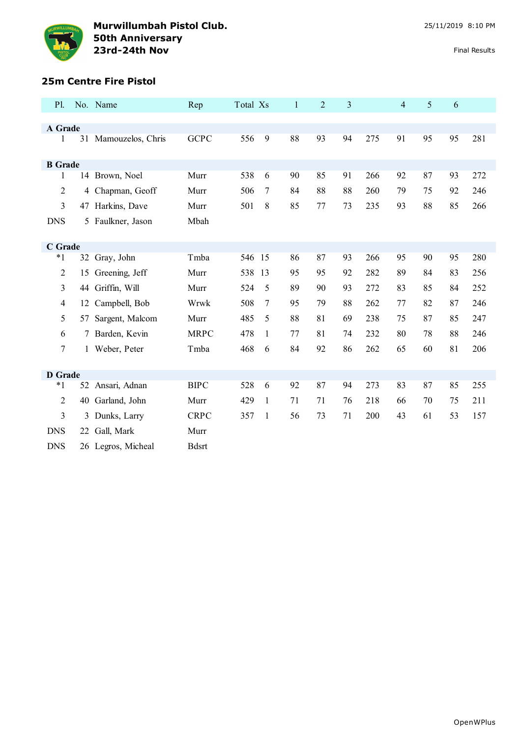**Murwillumbah Pistol Club.**
**50th Anniversary**
**23rd-24th Nov**

25/11/2019 8:10 PM

Final Results

### 25m Centre Fire Pistol

| Pl. | No. | Name | Rep | Total | Xs | 1 | 2 | 3 | | 4 | 5 | 6 | |
|---|---|---|---|---|---|---|---|---|---|---|---|---|---|
| **A Grade** | | | | | | | | | | | | | |
| 1 | 31 | Mamouzelos, Chris | GCPC | 556 | 9 | 88 | 93 | 94 | 275 | 91 | 95 | 95 | 281 |
| **B Grade** | | | | | | | | | | | | | |
| 1 | 14 | Brown, Noel | Murr | 538 | 6 | 90 | 85 | 91 | 266 | 92 | 87 | 93 | 272 |
| 2 | 4 | Chapman, Geoff | Murr | 506 | 7 | 84 | 88 | 88 | 260 | 79 | 75 | 92 | 246 |
| 3 | 47 | Harkins, Dave | Murr | 501 | 8 | 85 | 77 | 73 | 235 | 93 | 88 | 85 | 266 |
| DNS | 5 | Faulkner, Jason | Mbah | | | | | | | | | | |
| **C Grade** | | | | | | | | | | | | | |
| *1 | 32 | Gray, John | Tmba | 546 | 15 | 86 | 87 | 93 | 266 | 95 | 90 | 95 | 280 |
| 2 | 15 | Greening, Jeff | Murr | 538 | 13 | 95 | 95 | 92 | 282 | 89 | 84 | 83 | 256 |
| 3 | 44 | Griffin, Will | Murr | 524 | 5 | 89 | 90 | 93 | 272 | 83 | 85 | 84 | 252 |
| 4 | 12 | Campbell, Bob | Wrwk | 508 | 7 | 95 | 79 | 88 | 262 | 77 | 82 | 87 | 246 |
| 5 | 57 | Sargent, Malcom | Murr | 485 | 5 | 88 | 81 | 69 | 238 | 75 | 87 | 85 | 247 |
| 6 | 7 | Barden, Kevin | MRPC | 478 | 1 | 77 | 81 | 74 | 232 | 80 | 78 | 88 | 246 |
| 7 | 1 | Weber, Peter | Tmba | 468 | 6 | 84 | 92 | 86 | 262 | 65 | 60 | 81 | 206 |
| **D Grade** | | | | | | | | | | | | | |
| *1 | 52 | Ansari, Adnan | BIPC | 528 | 6 | 92 | 87 | 94 | 273 | 83 | 87 | 85 | 255 |
| 2 | 40 | Garland, John | Murr | 429 | 1 | 71 | 71 | 76 | 218 | 66 | 70 | 75 | 211 |
| 3 | 3 | Dunks, Larry | CRPC | 357 | 1 | 56 | 73 | 71 | 200 | 43 | 61 | 53 | 157 |
| DNS | 22 | Gall, Mark | Murr | | | | | | | | | | |
| DNS | 26 | Legros, Micheal | Bdsrt | | | | | | | | | | |

OpenWPlus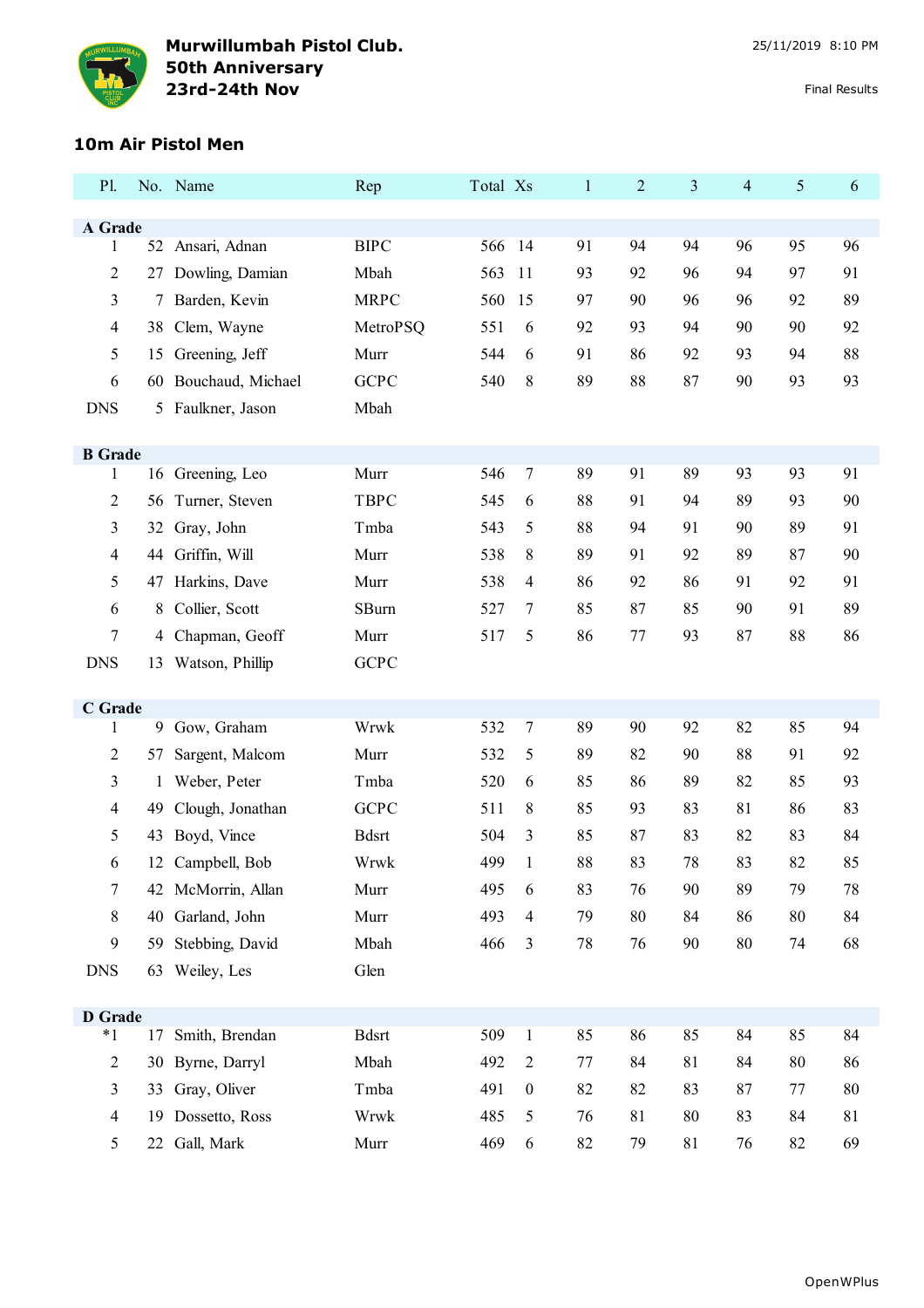**Murwillumbah Pistol Club.**
**50th Anniversary**
**23rd-24th Nov**

25/11/2019 8:10 PM

Final Results

## 10m Air Pistol Men

| Pl. | No. | Name | Rep | Total | Xs | 1 | 2 | 3 | 4 | 5 | 6 |
|---|---|---|---|---|---|---|---|---|---|---|---|
| **A Grade** | | | | | | | | | | | |
| 1 | 52 | Ansari, Adnan | BIPC | 566 | 14 | 91 | 94 | 94 | 96 | 95 | 96 |
| 2 | 27 | Dowling, Damian | Mbah | 563 | 11 | 93 | 92 | 96 | 94 | 97 | 91 |
| 3 | 7 | Barden, Kevin | MRPC | 560 | 15 | 97 | 90 | 96 | 96 | 92 | 89 |
| 4 | 38 | Clem, Wayne | MetroPSQ | 551 | 6 | 92 | 93 | 94 | 90 | 90 | 92 |
| 5 | 15 | Greening, Jeff | Murr | 544 | 6 | 91 | 86 | 92 | 93 | 94 | 88 |
| 6 | 60 | Bouchaud, Michael | GCPC | 540 | 8 | 89 | 88 | 87 | 90 | 93 | 93 |
| DNS | 5 | Faulkner, Jason | Mbah | | | | | | | | |
| **B Grade** | | | | | | | | | | | |
| 1 | 16 | Greening, Leo | Murr | 546 | 7 | 89 | 91 | 89 | 93 | 93 | 91 |
| 2 | 56 | Turner, Steven | TBPC | 545 | 6 | 88 | 91 | 94 | 89 | 93 | 90 |
| 3 | 32 | Gray, John | Tmba | 543 | 5 | 88 | 94 | 91 | 90 | 89 | 91 |
| 4 | 44 | Griffin, Will | Murr | 538 | 8 | 89 | 91 | 92 | 89 | 87 | 90 |
| 5 | 47 | Harkins, Dave | Murr | 538 | 4 | 86 | 92 | 86 | 91 | 92 | 91 |
| 6 | 8 | Collier, Scott | SBurn | 527 | 7 | 85 | 87 | 85 | 90 | 91 | 89 |
| 7 | 4 | Chapman, Geoff | Murr | 517 | 5 | 86 | 77 | 93 | 87 | 88 | 86 |
| DNS | 13 | Watson, Phillip | GCPC | | | | | | | | |
| **C Grade** | | | | | | | | | | | |
| 1 | 9 | Gow, Graham | Wrwk | 532 | 7 | 89 | 90 | 92 | 82 | 85 | 94 |
| 2 | 57 | Sargent, Malcom | Murr | 532 | 5 | 89 | 82 | 90 | 88 | 91 | 92 |
| 3 | 1 | Weber, Peter | Tmba | 520 | 6 | 85 | 86 | 89 | 82 | 85 | 93 |
| 4 | 49 | Clough, Jonathan | GCPC | 511 | 8 | 85 | 93 | 83 | 81 | 86 | 83 |
| 5 | 43 | Boyd, Vince | Bdsrt | 504 | 3 | 85 | 87 | 83 | 82 | 83 | 84 |
| 6 | 12 | Campbell, Bob | Wrwk | 499 | 1 | 88 | 83 | 78 | 83 | 82 | 85 |
| 7 | 42 | McMorrin, Allan | Murr | 495 | 6 | 83 | 76 | 90 | 89 | 79 | 78 |
| 8 | 40 | Garland, John | Murr | 493 | 4 | 79 | 80 | 84 | 86 | 80 | 84 |
| 9 | 59 | Stebbing, David | Mbah | 466 | 3 | 78 | 76 | 90 | 80 | 74 | 68 |
| DNS | 63 | Weiley, Les | Glen | | | | | | | | |
| **D Grade** | | | | | | | | | | | |
| *1 | 17 | Smith, Brendan | Bdsrt | 509 | 1 | 85 | 86 | 85 | 84 | 85 | 84 |
| 2 | 30 | Byrne, Darryl | Mbah | 492 | 2 | 77 | 84 | 81 | 84 | 80 | 86 |
| 3 | 33 | Gray, Oliver | Tmba | 491 | 0 | 82 | 82 | 83 | 87 | 77 | 80 |
| 4 | 19 | Dossetto, Ross | Wrwk | 485 | 5 | 76 | 81 | 80 | 83 | 84 | 81 |
| 5 | 22 | Gall, Mark | Murr | 469 | 6 | 82 | 79 | 81 | 76 | 82 | 69 |

OpenWPlus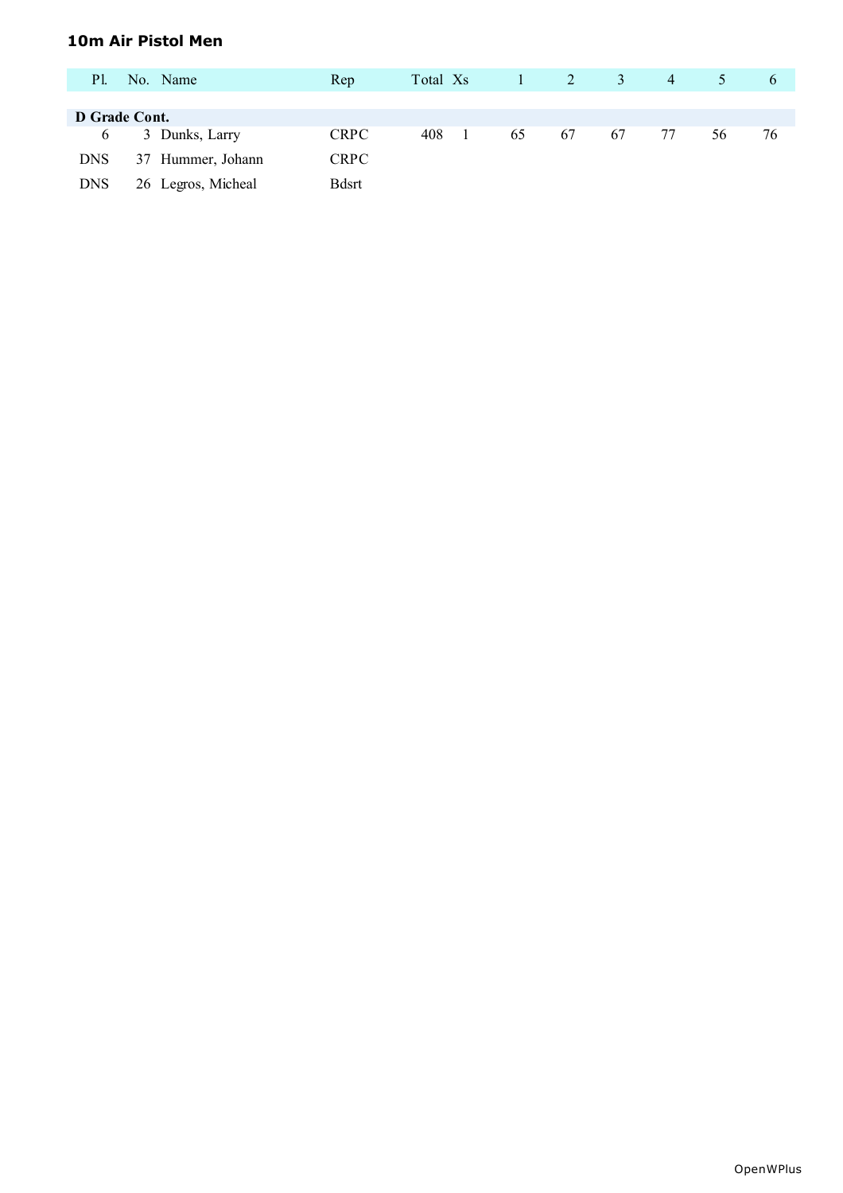### 10m Air Pistol Men

| Pl. | No. | Name | Rep | Total | Xs | 1 | 2 | 3 | 4 | 5 | 6 |
|---|---|---|---|---|---|---|---|---|---|---|---|
| **D Grade Cont.** | | | | | | | | | | | |
| 6 | 3 | Dunks, Larry | CRPC | 408 | 1 | 65 | 67 | 67 | 77 | 56 | 76 |
| DNS | 37 | Hummer, Johann | CRPC | | | | | | | | |
| DNS | 26 | Legros, Micheal | Bdsrt | | | | | | | | |

OpenWPlus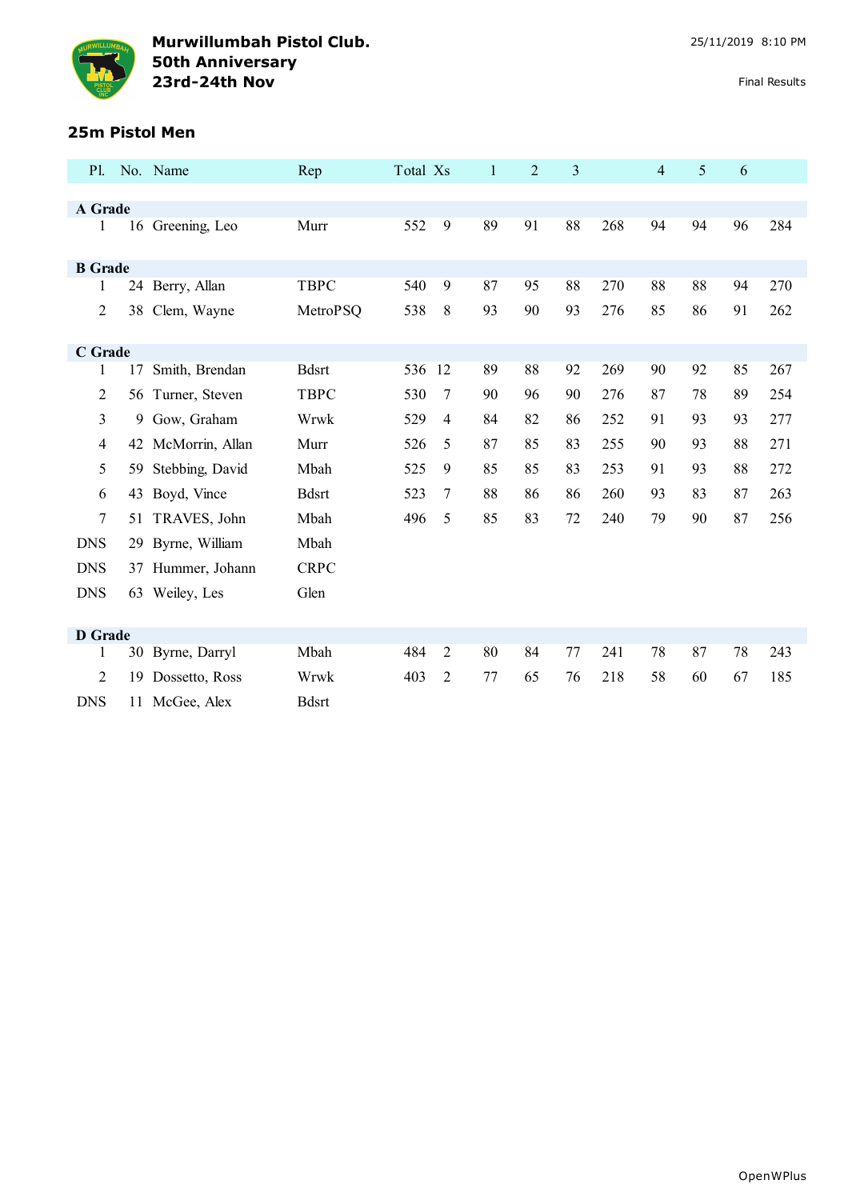**Murwillumbah Pistol Club.**
**50th Anniversary**
**23rd-24th Nov**

25/11/2019 8:10 PM

Final Results

## 25m Pistol Men

| Pl. | No. | Name | Rep | Total | Xs | 1 | 2 | 3 | | 4 | 5 | 6 | |
|---|---|---|---|---|---|---|---|---|---|---|---|---|---|
| **A Grade** | | | | | | | | | | | | | |
| 1 | 16 | Greening, Leo | Murr | 552 | 9 | 89 | 91 | 88 | 268 | 94 | 94 | 96 | 284 |
| **B Grade** | | | | | | | | | | | | | |
| 1 | 24 | Berry, Allan | TBPC | 540 | 9 | 87 | 95 | 88 | 270 | 88 | 88 | 94 | 270 |
| 2 | 38 | Clem, Wayne | MetroPSQ | 538 | 8 | 93 | 90 | 93 | 276 | 85 | 86 | 91 | 262 |
| **C Grade** | | | | | | | | | | | | | |
| 1 | 17 | Smith, Brendan | Bdsrt | 536 | 12 | 89 | 88 | 92 | 269 | 90 | 92 | 85 | 267 |
| 2 | 56 | Turner, Steven | TBPC | 530 | 7 | 90 | 96 | 90 | 276 | 87 | 78 | 89 | 254 |
| 3 | 9 | Gow, Graham | Wrwk | 529 | 4 | 84 | 82 | 86 | 252 | 91 | 93 | 93 | 277 |
| 4 | 42 | McMorrin, Allan | Murr | 526 | 5 | 87 | 85 | 83 | 255 | 90 | 93 | 88 | 271 |
| 5 | 59 | Stebbing, David | Mbah | 525 | 9 | 85 | 85 | 83 | 253 | 91 | 93 | 88 | 272 |
| 6 | 43 | Boyd, Vince | Bdsrt | 523 | 7 | 88 | 86 | 86 | 260 | 93 | 83 | 87 | 263 |
| 7 | 51 | TRAVES, John | Mbah | 496 | 5 | 85 | 83 | 72 | 240 | 79 | 90 | 87 | 256 |
| DNS | 29 | Byrne, William | Mbah | | | | | | | | | | |
| DNS | 37 | Hummer, Johann | CRPC | | | | | | | | | | |
| DNS | 63 | Weiley, Les | Glen | | | | | | | | | | |
| **D Grade** | | | | | | | | | | | | | |
| 1 | 30 | Byrne, Darryl | Mbah | 484 | 2 | 80 | 84 | 77 | 241 | 78 | 87 | 78 | 243 |
| 2 | 19 | Dossetto, Ross | Wrwk | 403 | 2 | 77 | 65 | 76 | 218 | 58 | 60 | 67 | 185 |
| DNS | 11 | McGee, Alex | Bdsrt | | | | | | | | | | |

OpenWPlus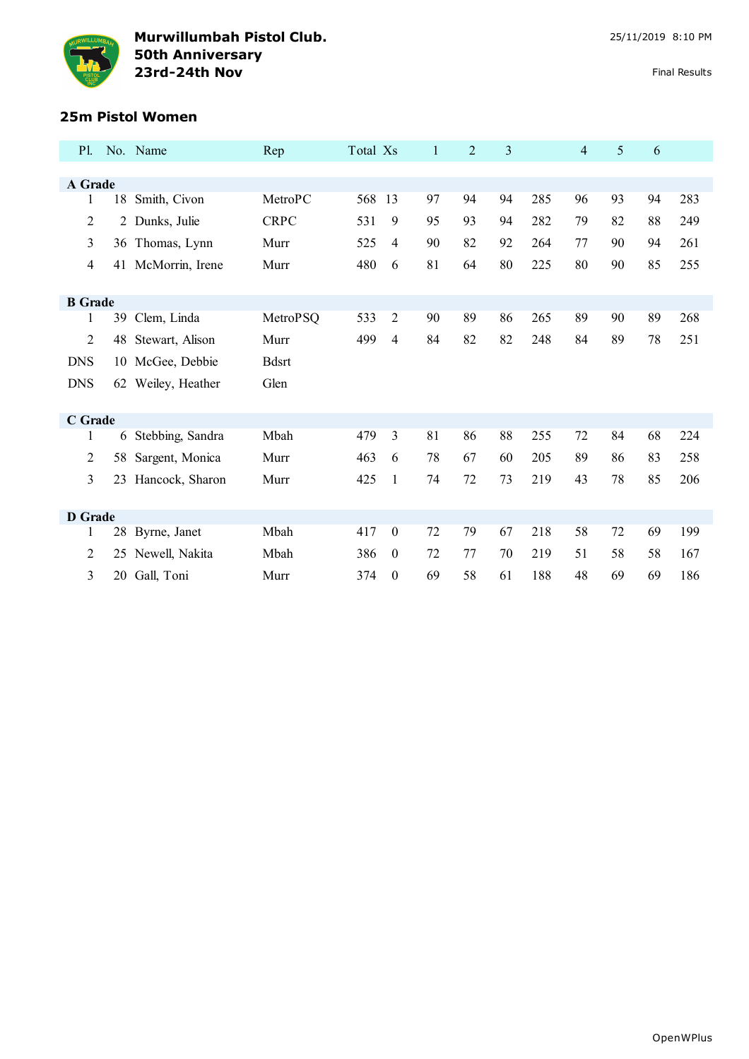**Murwillumbah Pistol Club.**
**50th Anniversary**
**23rd-24th Nov**

25/11/2019 8:10 PM

Final Results

### 25m Pistol Women

| Pl. | No. | Name | Rep | Total | Xs | 1 | 2 | 3 | | 4 | 5 | 6 | |
|---|---|---|---|---|---|---|---|---|---|---|---|---|---|
| **A Grade** | | | | | | | | | | | | | |
| 1 | 18 | Smith, Civon | MetroPC | 568 | 13 | 97 | 94 | 94 | 285 | 96 | 93 | 94 | 283 |
| 2 | 2 | Dunks, Julie | CRPC | 531 | 9 | 95 | 93 | 94 | 282 | 79 | 82 | 88 | 249 |
| 3 | 36 | Thomas, Lynn | Murr | 525 | 4 | 90 | 82 | 92 | 264 | 77 | 90 | 94 | 261 |
| 4 | 41 | McMorrin, Irene | Murr | 480 | 6 | 81 | 64 | 80 | 225 | 80 | 90 | 85 | 255 |
| **B Grade** | | | | | | | | | | | | | |
| 1 | 39 | Clem, Linda | MetroPSQ | 533 | 2 | 90 | 89 | 86 | 265 | 89 | 90 | 89 | 268 |
| 2 | 48 | Stewart, Alison | Murr | 499 | 4 | 84 | 82 | 82 | 248 | 84 | 89 | 78 | 251 |
| DNS | 10 | McGee, Debbie | Bdsrt | | | | | | | | | | |
| DNS | 62 | Weiley, Heather | Glen | | | | | | | | | | |
| **C Grade** | | | | | | | | | | | | | |
| 1 | 6 | Stebbing, Sandra | Mbah | 479 | 3 | 81 | 86 | 88 | 255 | 72 | 84 | 68 | 224 |
| 2 | 58 | Sargent, Monica | Murr | 463 | 6 | 78 | 67 | 60 | 205 | 89 | 86 | 83 | 258 |
| 3 | 23 | Hancock, Sharon | Murr | 425 | 1 | 74 | 72 | 73 | 219 | 43 | 78 | 85 | 206 |
| **D Grade** | | | | | | | | | | | | | |
| 1 | 28 | Byrne, Janet | Mbah | 417 | 0 | 72 | 79 | 67 | 218 | 58 | 72 | 69 | 199 |
| 2 | 25 | Newell, Nakita | Mbah | 386 | 0 | 72 | 77 | 70 | 219 | 51 | 58 | 58 | 167 |
| 3 | 20 | Gall, Toni | Murr | 374 | 0 | 69 | 58 | 61 | 188 | 48 | 69 | 69 | 186 |

OpenWPlus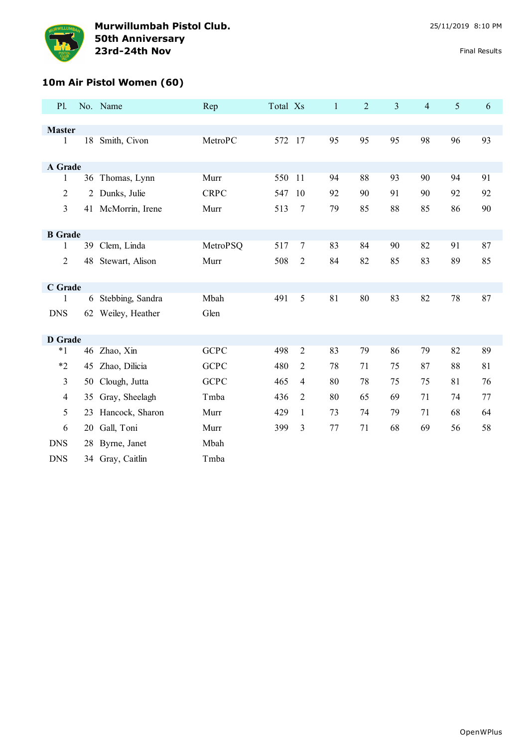**Murwillumbah Pistol Club.**
**50th Anniversary**
**23rd-24th Nov**

25/11/2019 8:10 PM

Final Results

## 10m Air Pistol Women (60)

| Pl. | No. | Name | Rep | Total | Xs | 1 | 2 | 3 | 4 | 5 | 6 |
|---|---|---|---|---|---|---|---|---|---|---|---|
| **Master** | | | | | | | | | | | |
| 1 | 18 | Smith, Civon | MetroPC | 572 | 17 | 95 | 95 | 95 | 98 | 96 | 93 |
| **A Grade** | | | | | | | | | | | |
| 1 | 36 | Thomas, Lynn | Murr | 550 | 11 | 94 | 88 | 93 | 90 | 94 | 91 |
| 2 | 2 | Dunks, Julie | CRPC | 547 | 10 | 92 | 90 | 91 | 90 | 92 | 92 |
| 3 | 41 | McMorrin, Irene | Murr | 513 | 7 | 79 | 85 | 88 | 85 | 86 | 90 |
| **B Grade** | | | | | | | | | | | |
| 1 | 39 | Clem, Linda | MetroPSQ | 517 | 7 | 83 | 84 | 90 | 82 | 91 | 87 |
| 2 | 48 | Stewart, Alison | Murr | 508 | 2 | 84 | 82 | 85 | 83 | 89 | 85 |
| **C Grade** | | | | | | | | | | | |
| 1 | 6 | Stebbing, Sandra | Mbah | 491 | 5 | 81 | 80 | 83 | 82 | 78 | 87 |
| DNS | 62 | Weiley, Heather | Glen | | | | | | | | |
| **D Grade** | | | | | | | | | | | |
| *1 | 46 | Zhao, Xin | GCPC | 498 | 2 | 83 | 79 | 86 | 79 | 82 | 89 |
| *2 | 45 | Zhao, Dilicia | GCPC | 480 | 2 | 78 | 71 | 75 | 87 | 88 | 81 |
| 3 | 50 | Clough, Jutta | GCPC | 465 | 4 | 80 | 78 | 75 | 75 | 81 | 76 |
| 4 | 35 | Gray, Sheelagh | Tmba | 436 | 2 | 80 | 65 | 69 | 71 | 74 | 77 |
| 5 | 23 | Hancock, Sharon | Murr | 429 | 1 | 73 | 74 | 79 | 71 | 68 | 64 |
| 6 | 20 | Gall, Toni | Murr | 399 | 3 | 77 | 71 | 68 | 69 | 56 | 58 |
| DNS | 28 | Byrne, Janet | Mbah | | | | | | | | |
| DNS | 34 | Gray, Caitlin | Tmba | | | | | | | | |

OpenWPlus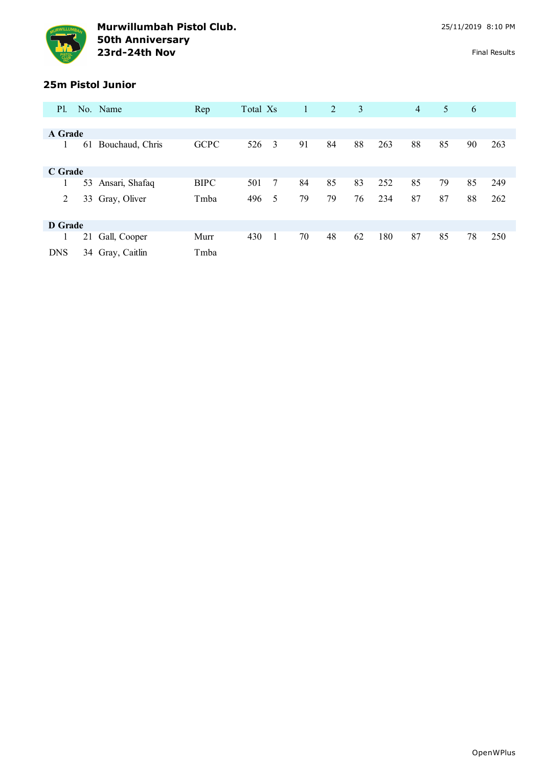**Murwillumbah Pistol Club.**
**50th Anniversary**
**23rd-24th Nov**

25/11/2019 8:10 PM

Final Results

### 25m Pistol Junior

| Pl. | No. | Name | Rep | Total | Xs | 1 | 2 | 3 | | 4 | 5 | 6 | |
|---|---|---|---|---|---|---|---|---|---|---|---|---|---|
| **A Grade** | | | | | | | | | | | | | |
| 1 | 61 | Bouchaud, Chris | GCPC | 526 | 3 | 91 | 84 | 88 | 263 | 88 | 85 | 90 | 263 |
| **C Grade** | | | | | | | | | | | | | |
| 1 | 53 | Ansari, Shafaq | BIPC | 501 | 7 | 84 | 85 | 83 | 252 | 85 | 79 | 85 | 249 |
| 2 | 33 | Gray, Oliver | Tmba | 496 | 5 | 79 | 79 | 76 | 234 | 87 | 87 | 88 | 262 |
| **D Grade** | | | | | | | | | | | | | |
| 1 | 21 | Gall, Cooper | Murr | 430 | 1 | 70 | 48 | 62 | 180 | 87 | 85 | 78 | 250 |
| DNS | 34 | Gray, Caitlin | Tmba | | | | | | | | | | |

OpenWPlus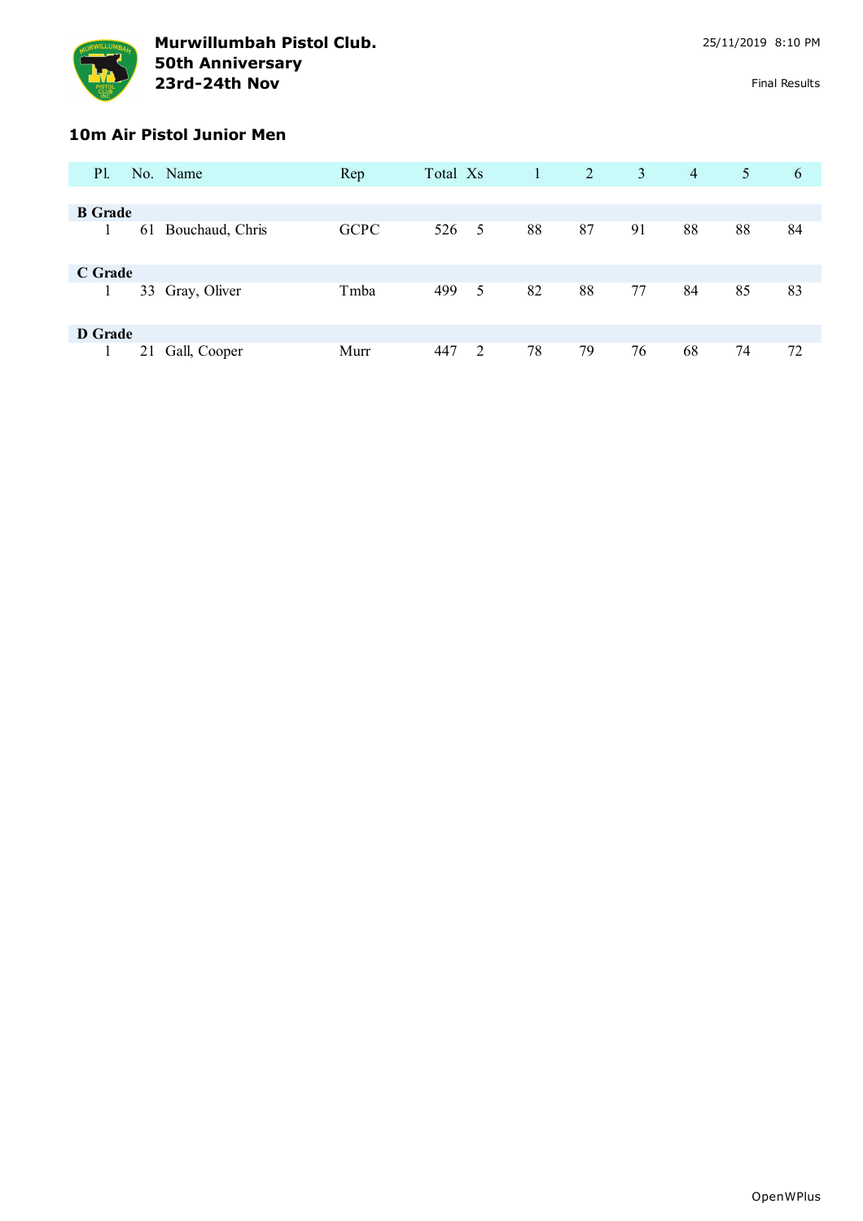**Murwillumbah Pistol Club.**
**50th Anniversary**
**23rd-24th Nov**

25/11/2019 8:10 PM

Final Results

### 10m Air Pistol Junior Men

| Pl. | No. | Name | Rep | Total | Xs | 1 | 2 | 3 | 4 | 5 | 6 |
|---|---|---|---|---|---|---|---|---|---|---|---|
| **B Grade** | | | | | | | | | | | |
| 1 | 61 | Bouchaud, Chris | GCPC | 526 | 5 | 88 | 87 | 91 | 88 | 88 | 84 |
| **C Grade** | | | | | | | | | | | |
| 1 | 33 | Gray, Oliver | Tmba | 499 | 5 | 82 | 88 | 77 | 84 | 85 | 83 |
| **D Grade** | | | | | | | | | | | |
| 1 | 21 | Gall, Cooper | Murr | 447 | 2 | 78 | 79 | 76 | 68 | 74 | 72 |

OpenWPlus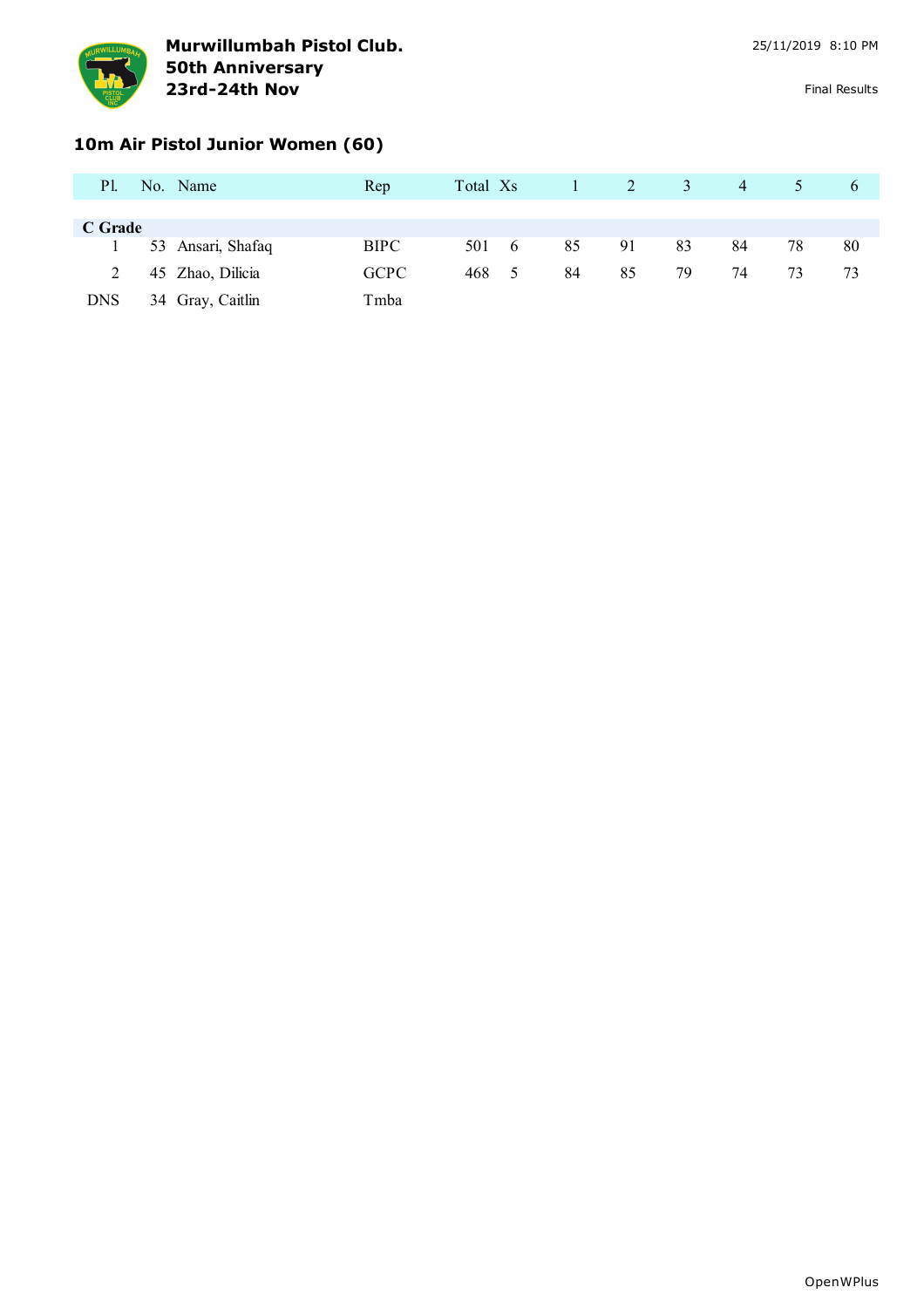**Murwillumbah Pistol Club.**
**50th Anniversary**
**23rd-24th Nov**

25/11/2019 8:10 PM

Final Results

### 10m Air Pistol Junior Women (60)

| Pl. | No. | Name | Rep | Total | Xs | 1 | 2 | 3 | 4 | 5 | 6 |
|---|---|---|---|---|---|---|---|---|---|---|---|
| **C Grade** | | | | | | | | | | | |
| 1 | 53 | Ansari, Shafaq | BIPC | 501 | 6 | 85 | 91 | 83 | 84 | 78 | 80 |
| 2 | 45 | Zhao, Dilicia | GCPC | 468 | 5 | 84 | 85 | 79 | 74 | 73 | 73 |
| DNS | 34 | Gray, Caitlin | Tmba | | | | | | | | |

OpenWPlus